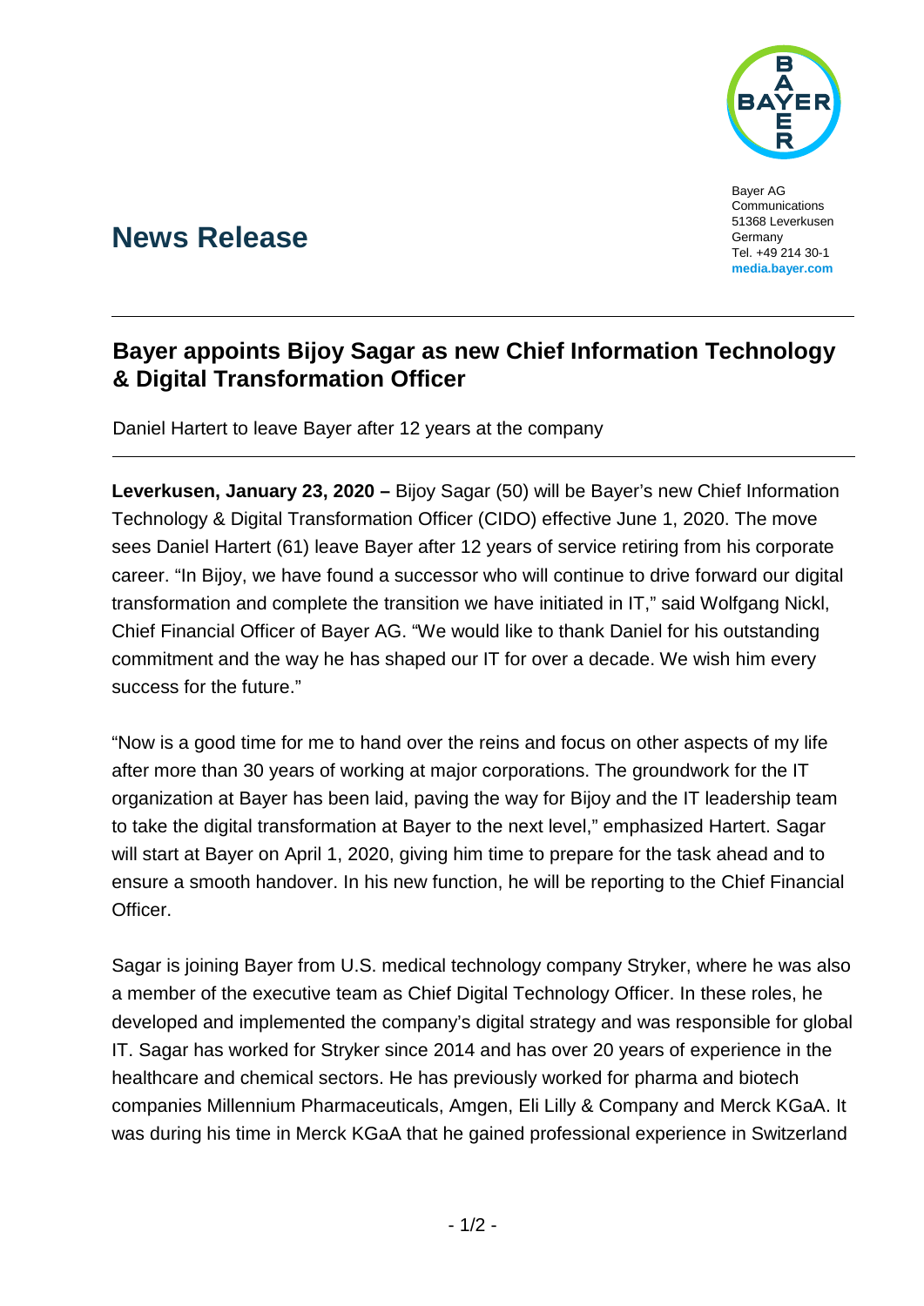Bayer AG
Communications
51368 Leverkusen
Germany
Tel. +49 214 30-1
**media.bayer.com**

# News Release

## Bayer appoints Bijoy Sagar as new Chief Information Technology & Digital Transformation Officer

Daniel Hartert to leave Bayer after 12 years at the company

**Leverkusen, January 23, 2020 –** Bijoy Sagar (50) will be Bayer's new Chief Information Technology & Digital Transformation Officer (CIDO) effective June 1, 2020. The move sees Daniel Hartert (61) leave Bayer after 12 years of service retiring from his corporate career. "In Bijoy, we have found a successor who will continue to drive forward our digital transformation and complete the transition we have initiated in IT," said Wolfgang Nickl, Chief Financial Officer of Bayer AG. "We would like to thank Daniel for his outstanding commitment and the way he has shaped our IT for over a decade. We wish him every success for the future."

"Now is a good time for me to hand over the reins and focus on other aspects of my life after more than 30 years of working at major corporations. The groundwork for the IT organization at Bayer has been laid, paving the way for Bijoy and the IT leadership team to take the digital transformation at Bayer to the next level," emphasized Hartert. Sagar will start at Bayer on April 1, 2020, giving him time to prepare for the task ahead and to ensure a smooth handover. In his new function, he will be reporting to the Chief Financial Officer.

Sagar is joining Bayer from U.S. medical technology company Stryker, where he was also a member of the executive team as Chief Digital Technology Officer. In these roles, he developed and implemented the company's digital strategy and was responsible for global IT. Sagar has worked for Stryker since 2014 and has over 20 years of experience in the healthcare and chemical sectors. He has previously worked for pharma and biotech companies Millennium Pharmaceuticals, Amgen, Eli Lilly & Company and Merck KGaA. It was during his time in Merck KGaA that he gained professional experience in Switzerland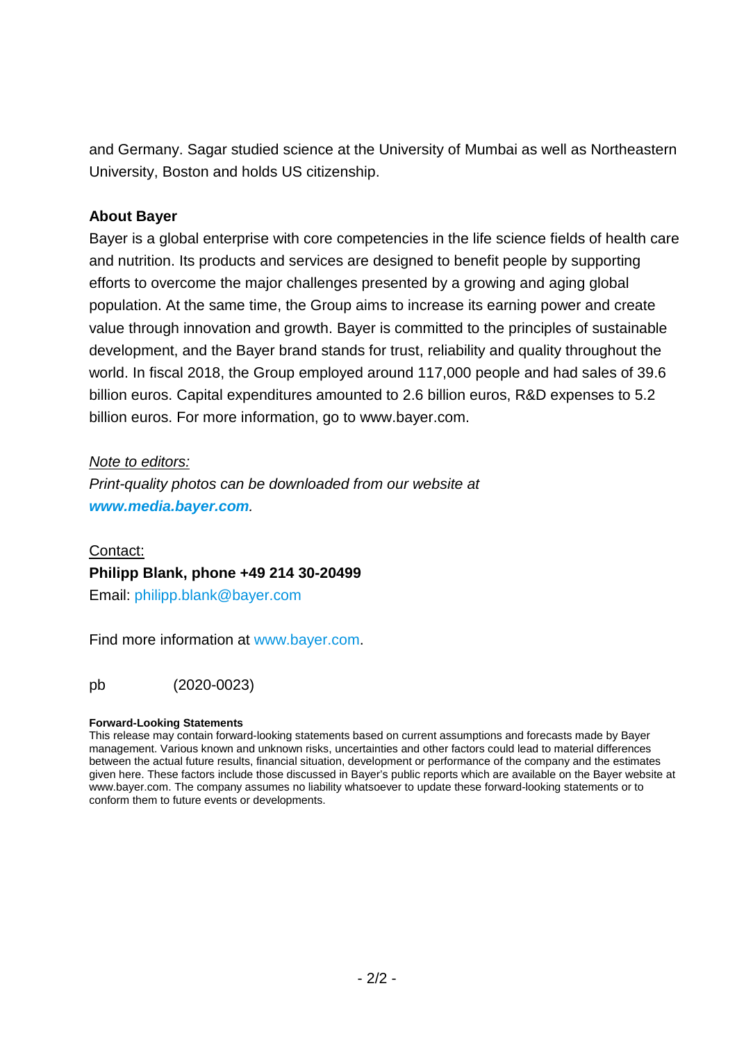and Germany. Sagar studied science at the University of Mumbai as well as Northeastern University, Boston and holds US citizenship.

**About Bayer**

Bayer is a global enterprise with core competencies in the life science fields of health care and nutrition. Its products and services are designed to benefit people by supporting efforts to overcome the major challenges presented by a growing and aging global population. At the same time, the Group aims to increase its earning power and create value through innovation and growth. Bayer is committed to the principles of sustainable development, and the Bayer brand stands for trust, reliability and quality throughout the world. In fiscal 2018, the Group employed around 117,000 people and had sales of 39.6 billion euros. Capital expenditures amounted to 2.6 billion euros, R&D expenses to 5.2 billion euros. For more information, go to www.bayer.com.

*Note to editors:*
*Print-quality photos can be downloaded from our website at* ***www.media.bayer.com****.*

Contact:
**Philipp Blank, phone +49 214 30-20499**
Email: philipp.blank@bayer.com

Find more information at www.bayer.com.

pb (2020-0023)

**Forward-Looking Statements**
This release may contain forward-looking statements based on current assumptions and forecasts made by Bayer management. Various known and unknown risks, uncertainties and other factors could lead to material differences between the actual future results, financial situation, development or performance of the company and the estimates given here. These factors include those discussed in Bayer's public reports which are available on the Bayer website at www.bayer.com. The company assumes no liability whatsoever to update these forward-looking statements or to conform them to future events or developments.